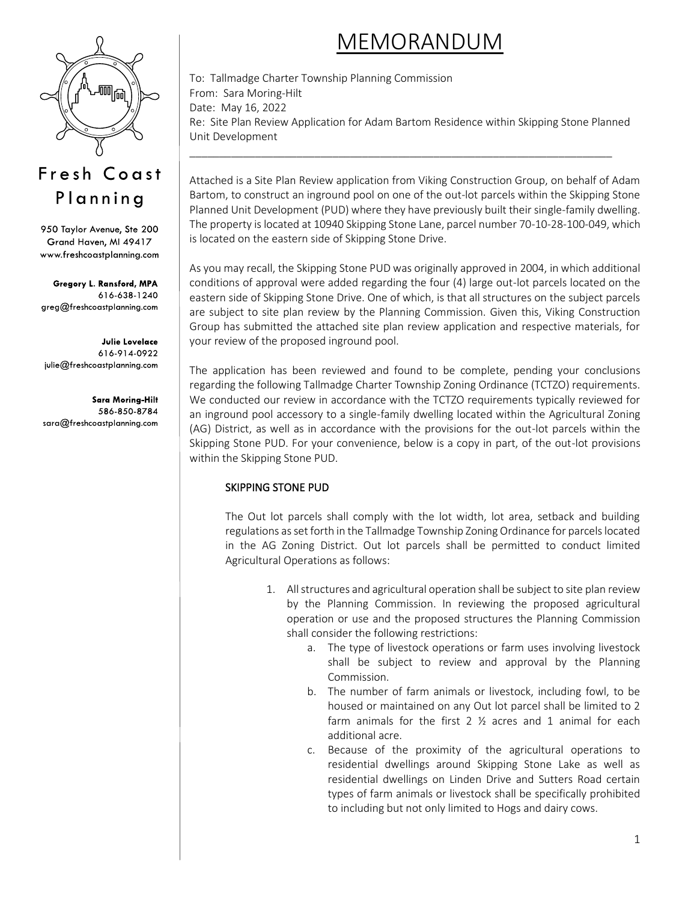# MEMORANDUM

Fresh Coast Planning

950 Taylor Avenue, Ste 200
Grand Haven, MI 49417
www.freshcoastplanning.com

**Gregory L. Ransford, MPA**
616-638-1240
greg@freshcoastplanning.com

**Julie Lovelace**
616-914-0922
julie@freshcoastplanning.com

**Sara Moring-Hilt**
586-850-8784
sara@freshcoastplanning.com

To: Tallmadge Charter Township Planning Commission
From: Sara Moring-Hilt
Date: May 16, 2022
Re: Site Plan Review Application for Adam Bartom Residence within Skipping Stone Planned Unit Development

---

Attached is a Site Plan Review application from Viking Construction Group, on behalf of Adam Bartom, to construct an inground pool on one of the out-lot parcels within the Skipping Stone Planned Unit Development (PUD) where they have previously built their single-family dwelling. The property is located at 10940 Skipping Stone Lane, parcel number 70-10-28-100-049, which is located on the eastern side of Skipping Stone Drive.

As you may recall, the Skipping Stone PUD was originally approved in 2004, in which additional conditions of approval were added regarding the four (4) large out-lot parcels located on the eastern side of Skipping Stone Drive. One of which, is that all structures on the subject parcels are subject to site plan review by the Planning Commission. Given this, Viking Construction Group has submitted the attached site plan review application and respective materials, for your review of the proposed inground pool.

The application has been reviewed and found to be complete, pending your conclusions regarding the following Tallmadge Charter Township Zoning Ordinance (TCTZO) requirements. We conducted our review in accordance with the TCTZO requirements typically reviewed for an inground pool accessory to a single-family dwelling located within the Agricultural Zoning (AG) District, as well as in accordance with the provisions for the out-lot parcels within the Skipping Stone PUD. For your convenience, below is a copy in part, of the out-lot provisions within the Skipping Stone PUD.

## SKIPPING STONE PUD

The Out lot parcels shall comply with the lot width, lot area, setback and building regulations as set forth in the Tallmadge Township Zoning Ordinance for parcels located in the AG Zoning District. Out lot parcels shall be permitted to conduct limited Agricultural Operations as follows:

1. All structures and agricultural operation shall be subject to site plan review by the Planning Commission. In reviewing the proposed agricultural operation or use and the proposed structures the Planning Commission shall consider the following restrictions:
   a. The type of livestock operations or farm uses involving livestock shall be subject to review and approval by the Planning Commission.
   b. The number of farm animals or livestock, including fowl, to be housed or maintained on any Out lot parcel shall be limited to 2 farm animals for the first 2 ½ acres and 1 animal for each additional acre.
   c. Because of the proximity of the agricultural operations to residential dwellings around Skipping Stone Lake as well as residential dwellings on Linden Drive and Sutters Road certain types of farm animals or livestock shall be specifically prohibited to including but not only limited to Hogs and dairy cows.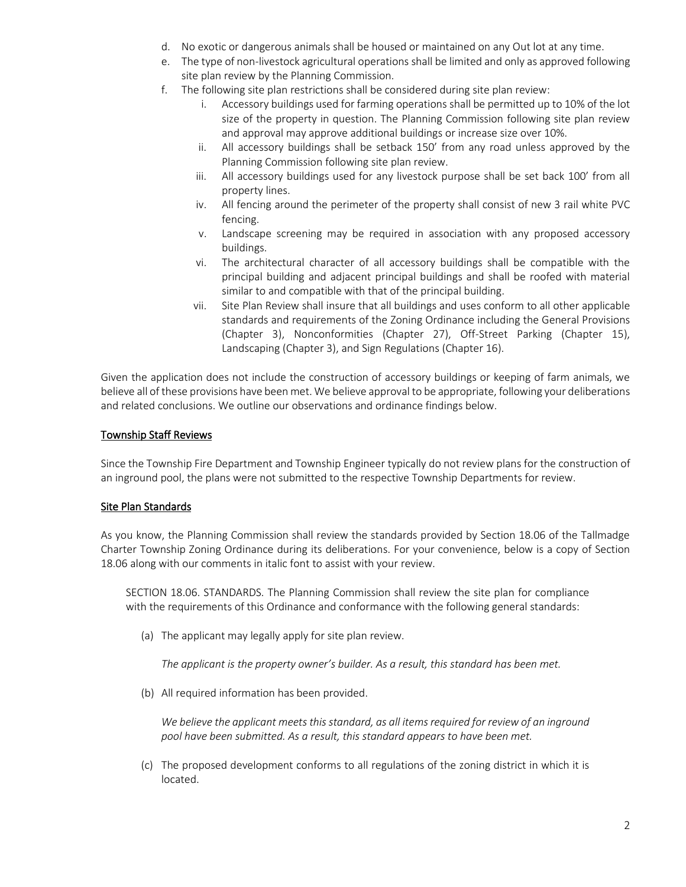d. No exotic or dangerous animals shall be housed or maintained on any Out lot at any time.
e. The type of non-livestock agricultural operations shall be limited and only as approved following site plan review by the Planning Commission.
f. The following site plan restrictions shall be considered during site plan review:
    i. Accessory buildings used for farming operations shall be permitted up to 10% of the lot size of the property in question. The Planning Commission following site plan review and approval may approve additional buildings or increase size over 10%.
    ii. All accessory buildings shall be setback 150' from any road unless approved by the Planning Commission following site plan review.
    iii. All accessory buildings used for any livestock purpose shall be set back 100' from all property lines.
    iv. All fencing around the perimeter of the property shall consist of new 3 rail white PVC fencing.
    v. Landscape screening may be required in association with any proposed accessory buildings.
    vi. The architectural character of all accessory buildings shall be compatible with the principal building and adjacent principal buildings and shall be roofed with material similar to and compatible with that of the principal building.
    vii. Site Plan Review shall insure that all buildings and uses conform to all other applicable standards and requirements of the Zoning Ordinance including the General Provisions (Chapter 3), Nonconformities (Chapter 27), Off-Street Parking (Chapter 15), Landscaping (Chapter 3), and Sign Regulations (Chapter 16).

Given the application does not include the construction of accessory buildings or keeping of farm animals, we believe all of these provisions have been met. We believe approval to be appropriate, following your deliberations and related conclusions. We outline our observations and ordinance findings below.

## Township Staff Reviews

Since the Township Fire Department and Township Engineer typically do not review plans for the construction of an inground pool, the plans were not submitted to the respective Township Departments for review.

## Site Plan Standards

As you know, the Planning Commission shall review the standards provided by Section 18.06 of the Tallmadge Charter Township Zoning Ordinance during its deliberations. For your convenience, below is a copy of Section 18.06 along with our comments in italic font to assist with your review.

SECTION 18.06. STANDARDS. The Planning Commission shall review the site plan for compliance with the requirements of this Ordinance and conformance with the following general standards:

(a) The applicant may legally apply for site plan review.

*The applicant is the property owner's builder. As a result, this standard has been met.*

(b) All required information has been provided.

*We believe the applicant meets this standard, as all items required for review of an inground pool have been submitted. As a result, this standard appears to have been met.*

(c) The proposed development conforms to all regulations of the zoning district in which it is located.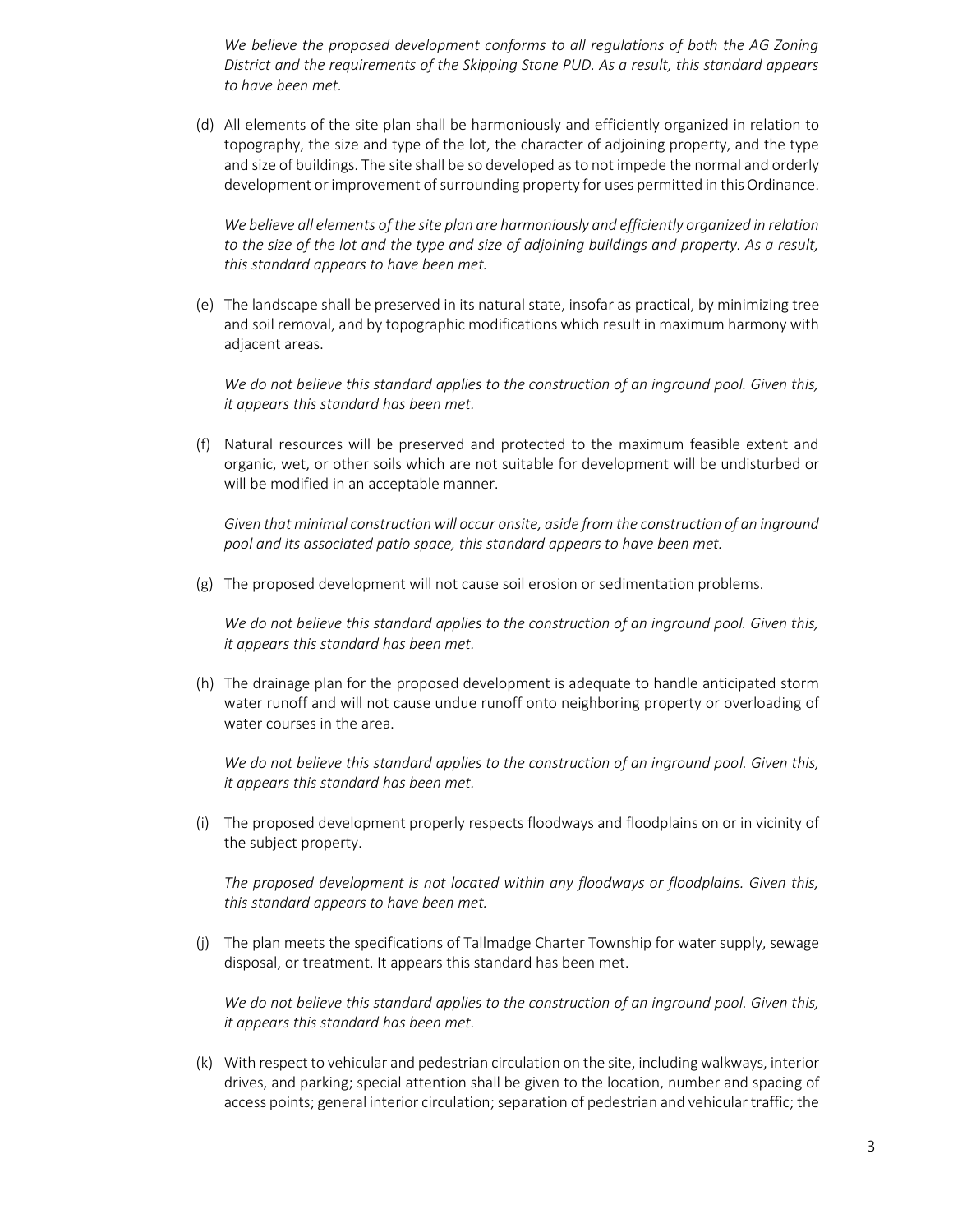*We believe the proposed development conforms to all regulations of both the AG Zoning District and the requirements of the Skipping Stone PUD. As a result, this standard appears to have been met.*

(d) All elements of the site plan shall be harmoniously and efficiently organized in relation to topography, the size and type of the lot, the character of adjoining property, and the type and size of buildings. The site shall be so developed as to not impede the normal and orderly development or improvement of surrounding property for uses permitted in this Ordinance.

*We believe all elements of the site plan are harmoniously and efficiently organized in relation to the size of the lot and the type and size of adjoining buildings and property. As a result, this standard appears to have been met.*

(e) The landscape shall be preserved in its natural state, insofar as practical, by minimizing tree and soil removal, and by topographic modifications which result in maximum harmony with adjacent areas.

*We do not believe this standard applies to the construction of an inground pool. Given this, it appears this standard has been met.*

(f) Natural resources will be preserved and protected to the maximum feasible extent and organic, wet, or other soils which are not suitable for development will be undisturbed or will be modified in an acceptable manner.

*Given that minimal construction will occur onsite, aside from the construction of an inground pool and its associated patio space, this standard appears to have been met.*

(g) The proposed development will not cause soil erosion or sedimentation problems.

*We do not believe this standard applies to the construction of an inground pool. Given this, it appears this standard has been met.*

(h) The drainage plan for the proposed development is adequate to handle anticipated storm water runoff and will not cause undue runoff onto neighboring property or overloading of water courses in the area.

*We do not believe this standard applies to the construction of an inground pool. Given this, it appears this standard has been met.*

(i) The proposed development properly respects floodways and floodplains on or in vicinity of the subject property.

*The proposed development is not located within any floodways or floodplains. Given this, this standard appears to have been met.*

(j) The plan meets the specifications of Tallmadge Charter Township for water supply, sewage disposal, or treatment. It appears this standard has been met.

*We do not believe this standard applies to the construction of an inground pool. Given this, it appears this standard has been met.*

(k) With respect to vehicular and pedestrian circulation on the site, including walkways, interior drives, and parking; special attention shall be given to the location, number and spacing of access points; general interior circulation; separation of pedestrian and vehicular traffic; the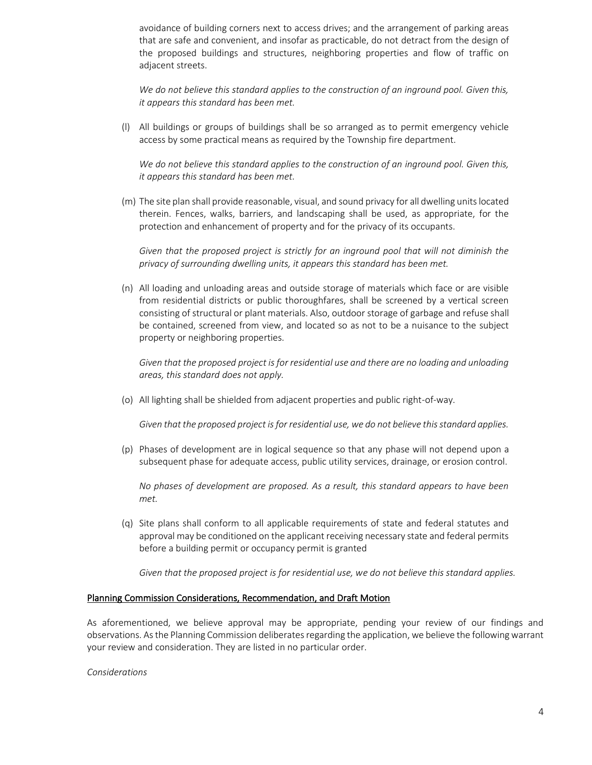avoidance of building corners next to access drives; and the arrangement of parking areas that are safe and convenient, and insofar as practicable, do not detract from the design of the proposed buildings and structures, neighboring properties and flow of traffic on adjacent streets.

*We do not believe this standard applies to the construction of an inground pool. Given this, it appears this standard has been met.*

(l) All buildings or groups of buildings shall be so arranged as to permit emergency vehicle access by some practical means as required by the Township fire department.

*We do not believe this standard applies to the construction of an inground pool. Given this, it appears this standard has been met.*

(m) The site plan shall provide reasonable, visual, and sound privacy for all dwelling units located therein. Fences, walks, barriers, and landscaping shall be used, as appropriate, for the protection and enhancement of property and for the privacy of its occupants.

*Given that the proposed project is strictly for an inground pool that will not diminish the privacy of surrounding dwelling units, it appears this standard has been met.*

(n) All loading and unloading areas and outside storage of materials which face or are visible from residential districts or public thoroughfares, shall be screened by a vertical screen consisting of structural or plant materials. Also, outdoor storage of garbage and refuse shall be contained, screened from view, and located so as not to be a nuisance to the subject property or neighboring properties.

*Given that the proposed project is for residential use and there are no loading and unloading areas, this standard does not apply.*

(o) All lighting shall be shielded from adjacent properties and public right-of-way.

*Given that the proposed project is for residential use, we do not believe this standard applies.*

(p) Phases of development are in logical sequence so that any phase will not depend upon a subsequent phase for adequate access, public utility services, drainage, or erosion control.

*No phases of development are proposed. As a result, this standard appears to have been met.*

(q) Site plans shall conform to all applicable requirements of state and federal statutes and approval may be conditioned on the applicant receiving necessary state and federal permits before a building permit or occupancy permit is granted

*Given that the proposed project is for residential use, we do not believe this standard applies.*

## Planning Commission Considerations, Recommendation, and Draft Motion

As aforementioned, we believe approval may be appropriate, pending your review of our findings and observations. As the Planning Commission deliberates regarding the application, we believe the following warrant your review and consideration. They are listed in no particular order.

*Considerations*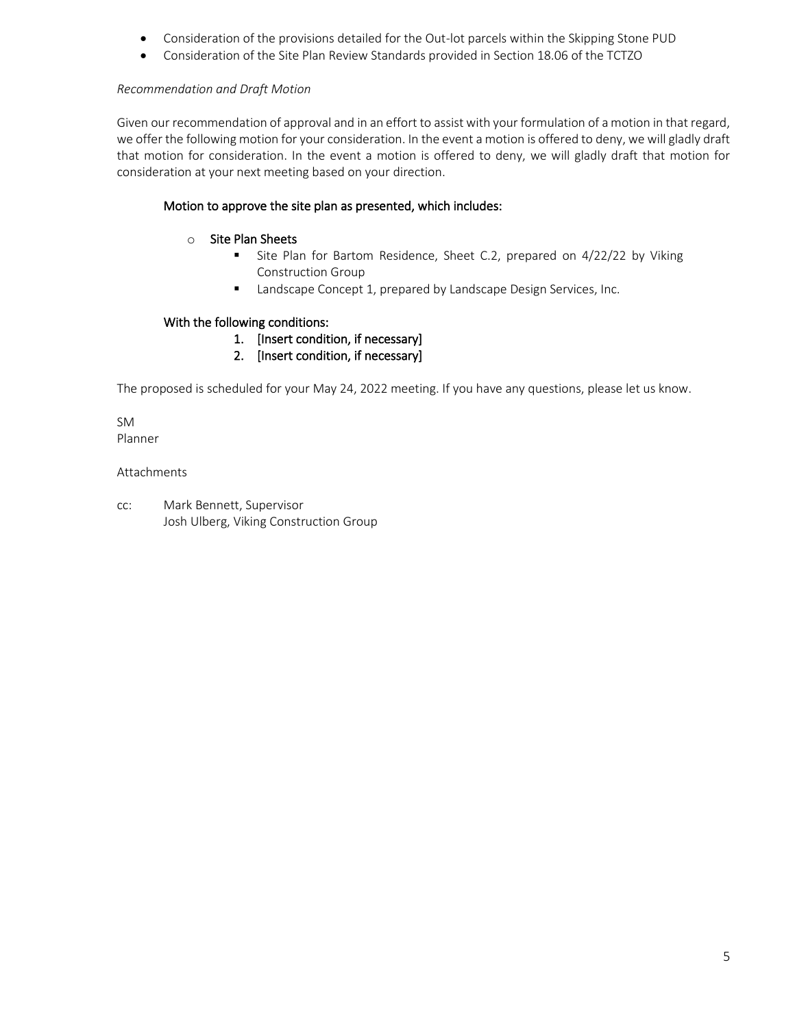- Consideration of the provisions detailed for the Out-lot parcels within the Skipping Stone PUD
- Consideration of the Site Plan Review Standards provided in Section 18.06 of the TCTZO

*Recommendation and Draft Motion*

Given our recommendation of approval and in an effort to assist with your formulation of a motion in that regard, we offer the following motion for your consideration. In the event a motion is offered to deny, we will gladly draft that motion for consideration. In the event a motion is offered to deny, we will gladly draft that motion for consideration at your next meeting based on your direction.

Motion to approve the site plan as presented, which includes:

- Site Plan Sheets
  - Site Plan for Bartom Residence, Sheet C.2, prepared on 4/22/22 by Viking Construction Group
  - Landscape Concept 1, prepared by Landscape Design Services, Inc.

With the following conditions:

1. [Insert condition, if necessary]
2. [Insert condition, if necessary]

The proposed is scheduled for your May 24, 2022 meeting. If you have any questions, please let us know.

SM
Planner

Attachments

cc: Mark Bennett, Supervisor
Josh Ulberg, Viking Construction Group